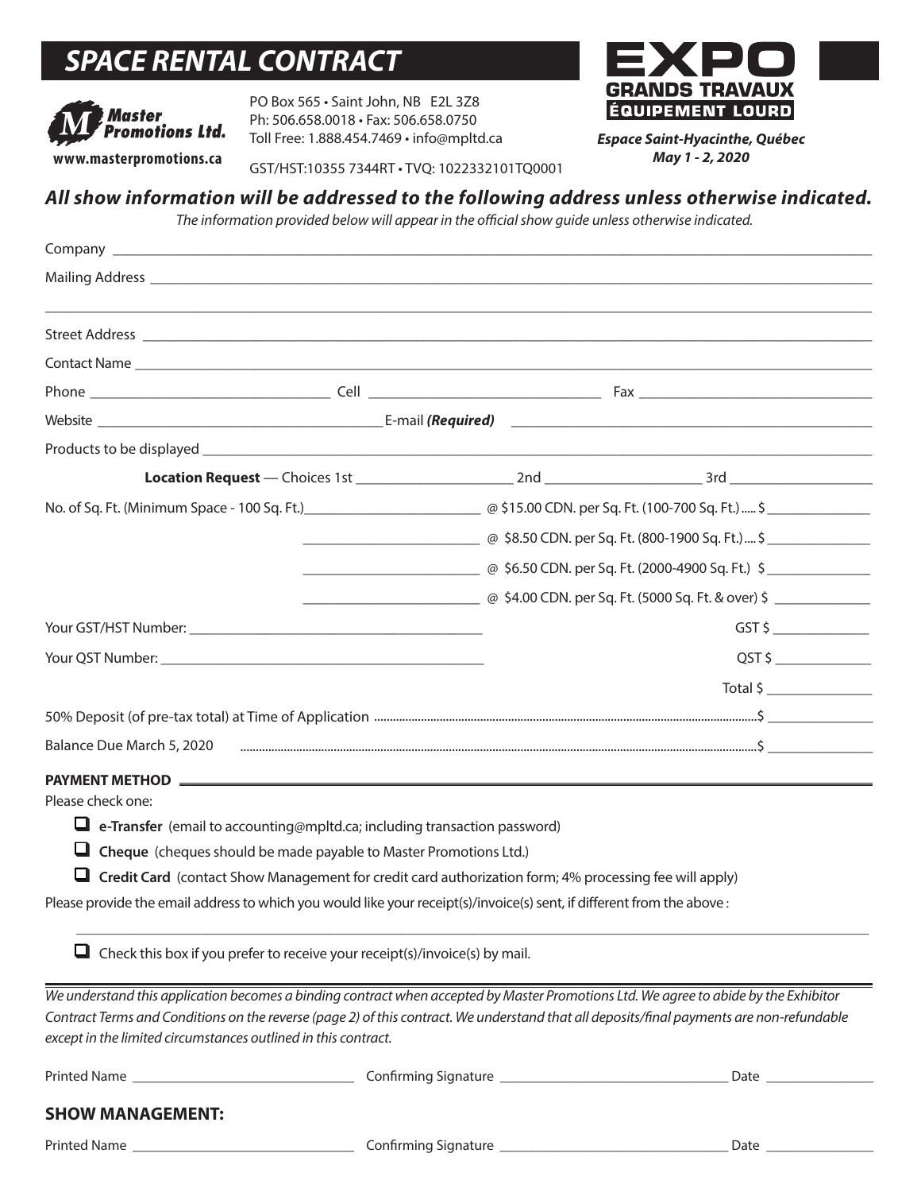# SPACE RENTAL CONTRACT

**Master Promotions Ltd.**
www.masterpromotions.ca

PO Box 565 • Saint John, NB E2L 3Z8
Ph: 506.658.0018 • Fax: 506.658.0750
Toll Free: 1.888.454.7469 • info@mpltd.ca
GST/HST:10355 7344RT • TVQ: 1022332101TQ0001

**EXPO GRANDS TRAVAUX ÉQUIPEMENT LOURD**

***Espace Saint-Hyacinthe, Québec***
***May 1 - 2, 2020***

## *All show information will be addressed to the following address unless otherwise indicated.*

*The information provided below will appear in the official show guide unless otherwise indicated.*

Company ______________________________

Mailing Address ______________________________

______________________________

Street Address ______________________________

Contact Name ______________________________

Phone ______________ Cell ______________ Fax ______________

Website ______________ E-mail ***(Required)*** ______________

Products to be displayed ______________________________

**Location Request** — Choices 1st ______________ 2nd ______________ 3rd ______________

No. of Sq. Ft. (Minimum Space - 100 Sq. Ft.) ______________ @ $15.00 CDN. per Sq. Ft. (100-700 Sq. Ft.) ..... $ ______________

______________ @ $8.50 CDN. per Sq. Ft. (800-1900 Sq. Ft.) .... $ ______________

______________ @ $6.50 CDN. per Sq. Ft. (2000-4900 Sq. Ft.) $ ______________

______________ @ $4.00 CDN. per Sq. Ft. (5000 Sq. Ft. & over) $ ______________

Your GST/HST Number: ______________ GST $ ______________

Your QST Number: ______________ QST $ ______________

Total $ ______________

50% Deposit (of pre-tax total) at Time of Application .......... $ ______________

Balance Due March 5, 2020 .......... $ ______________

**PAYMENT METHOD**

Please check one:

- ☐ **e-Transfer** (email to accounting@mpltd.ca; including transaction password)
- ☐ **Cheque** (cheques should be made payable to Master Promotions Ltd.)
- ☐ **Credit Card** (contact Show Management for credit card authorization form; 4% processing fee will apply)

Please provide the email address to which you would like your receipt(s)/invoice(s) sent, if different from the above :

______________________________

- ☐ Check this box if you prefer to receive your receipt(s)/invoice(s) by mail.

*We understand this application becomes a binding contract when accepted by Master Promotions Ltd. We agree to abide by the Exhibitor Contract Terms and Conditions on the reverse (page 2) of this contract. We understand that all deposits/final payments are non-refundable except in the limited circumstances outlined in this contract.*

Printed Name ______________ Confirming Signature ______________ Date ______________

## SHOW MANAGEMENT:

Printed Name ______________ Confirming Signature ______________ Date ______________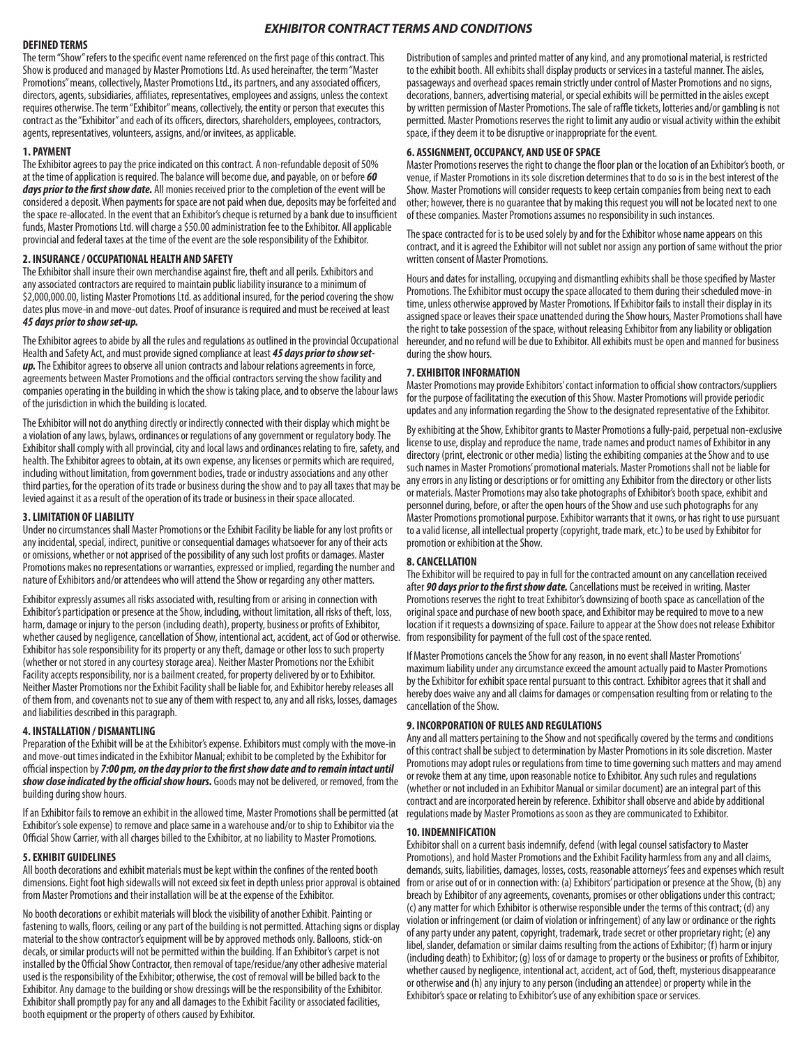# *EXHIBITOR CONTRACT TERMS AND CONDITIONS*

## DEFINED TERMS

The term "Show" refers to the specific event name referenced on the first page of this contract. This Show is produced and managed by Master Promotions Ltd. As used hereinafter, the term "Master Promotions" means, collectively, Master Promotions Ltd., its partners, and any associated officers, directors, agents, subsidiaries, affiliates, representatives, employees and assigns, unless the context requires otherwise. The term "Exhibitor" means, collectively, the entity or person that executes this contract as the "Exhibitor" and each of its officers, directors, shareholders, employees, contractors, agents, representatives, volunteers, assigns, and/or invitees, as applicable.

## 1. PAYMENT

The Exhibitor agrees to pay the price indicated on this contract. A non-refundable deposit of 50% at the time of application is required. The balance will become due, and payable, on or before ***60 days prior to the first show date.*** All monies received prior to the completion of the event will be considered a deposit. When payments for space are not paid when due, deposits may be forfeited and the space re-allocated. In the event that an Exhibitor's cheque is returned by a bank due to insufficient funds, Master Promotions Ltd. will charge a $50.00 administration fee to the Exhibitor. All applicable provincial and federal taxes at the time of the event are the sole responsibility of the Exhibitor.

## 2. INSURANCE / OCCUPATIONAL HEALTH AND SAFETY

The Exhibitor shall insure their own merchandise against fire, theft and all perils. Exhibitors and any associated contractors are required to maintain public liability insurance to a minimum of $2,000,000.00, listing Master Promotions Ltd. as additional insured, for the period covering the show dates plus move-in and move-out dates. Proof of insurance is required and must be received at least ***45 days prior to show set-up.***

The Exhibitor agrees to abide by all the rules and regulations as outlined in the provincial Occupational Health and Safety Act, and must provide signed compliance at least ***45 days prior to show set-up.*** The Exhibitor agrees to observe all union contracts and labour relations agreements in force, agreements between Master Promotions and the official contractors serving the show facility and companies operating in the building in which the show is taking place, and to observe the labour laws of the jurisdiction in which the building is located.

The Exhibitor will not do anything directly or indirectly connected with their display which might be a violation of any laws, bylaws, ordinances or regulations of any government or regulatory body. The Exhibitor shall comply with all provincial, city and local laws and ordinances relating to fire, safety, and health. The Exhibitor agrees to obtain, at its own expense, any licenses or permits which are required, including without limitation, from government bodies, trade or industry associations and any other third parties, for the operation of its trade or business during the show and to pay all taxes that may be levied against it as a result of the operation of its trade or business in their space allocated.

## 3. LIMITATION OF LIABILITY

Under no circumstances shall Master Promotions or the Exhibit Facility be liable for any lost profits or any incidental, special, indirect, punitive or consequential damages whatsoever for any of their acts or omissions, whether or not apprised of the possibility of any such lost profits or damages. Master Promotions makes no representations or warranties, expressed or implied, regarding the number and nature of Exhibitors and/or attendees who will attend the Show or regarding any other matters.

Exhibitor expressly assumes all risks associated with, resulting from or arising in connection with Exhibitor's participation or presence at the Show, including, without limitation, all risks of theft, loss, harm, damage or injury to the person (including death), property, business or profits of Exhibitor, whether caused by negligence, cancellation of Show, intentional act, accident, act of God or otherwise. Exhibitor has sole responsibility for its property or any theft, damage or other loss to such property (whether or not stored in any courtesy storage area). Neither Master Promotions nor the Exhibit Facility accepts responsibility, nor is a bailment created, for property delivered by or to Exhibitor. Neither Master Promotions nor the Exhibit Facility shall be liable for, and Exhibitor hereby releases all of them from, and covenants not to sue any of them with respect to, any and all risks, losses, damages and liabilities described in this paragraph.

## 4. INSTALLATION / DISMANTLING

Preparation of the Exhibit will be at the Exhibitor's expense. Exhibitors must comply with the move-in and move-out times indicated in the Exhibitor Manual; exhibit to be completed by the Exhibitor for official inspection by ***7:00 pm, on the day prior to the first show date and to remain intact until show close indicated by the official show hours.*** Goods may not be delivered, or removed, from the building during show hours.

If an Exhibitor fails to remove an exhibit in the allowed time, Master Promotions shall be permitted (at Exhibitor's sole expense) to remove and place same in a warehouse and/or to ship to Exhibitor via the Official Show Carrier, with all charges billed to the Exhibitor, at no liability to Master Promotions.

## 5. EXHIBIT GUIDELINES

All booth decorations and exhibit materials must be kept within the confines of the rented booth dimensions. Eight foot high sidewalls will not exceed six feet in depth unless prior approval is obtained from Master Promotions and their installation will be at the expense of the Exhibitor.

No booth decorations or exhibit materials will block the visibility of another Exhibit. Painting or fastening to walls, floors, ceiling or any part of the building is not permitted. Attaching signs or display material to the show contractor's equipment will be by approved methods only. Balloons, stick-on decals, or similar products will not be permitted within the building. If an Exhibitor's carpet is not installed by the Official Show Contractor, then removal of tape/residue/any other adhesive material used is the responsibility of the Exhibitor; otherwise, the cost of removal will be billed back to the Exhibitor. Any damage to the building or show dressings will be the responsibility of the Exhibitor. Exhibitor shall promptly pay for any and all damages to the Exhibit Facility or associated facilities, booth equipment or the property of others caused by Exhibitor.

Distribution of samples and printed matter of any kind, and any promotional material, is restricted to the exhibit booth. All exhibits shall display products or services in a tasteful manner. The aisles, passageways and overhead spaces remain strictly under control of Master Promotions and no signs, decorations, banners, advertising material, or special exhibits will be permitted in the aisles except by written permission of Master Promotions. The sale of raffle tickets, lotteries and/or gambling is not permitted. Master Promotions reserves the right to limit any audio or visual activity within the exhibit space, if they deem it to be disruptive or inappropriate for the event.

## 6. ASSIGNMENT, OCCUPANCY, AND USE OF SPACE

Master Promotions reserves the right to change the floor plan or the location of an Exhibitor's booth, or venue, if Master Promotions in its sole discretion determines that to do so is in the best interest of the Show. Master Promotions will consider requests to keep certain companies from being next to each other; however, there is no guarantee that by making this request you will not be located next to one of these companies. Master Promotions assumes no responsibility in such instances.

The space contracted for is to be used solely by and for the Exhibitor whose name appears on this contract, and it is agreed the Exhibitor will not sublet nor assign any portion of same without the prior written consent of Master Promotions.

Hours and dates for installing, occupying and dismantling exhibits shall be those specified by Master Promotions. The Exhibitor must occupy the space allocated to them during their scheduled move-in time, unless otherwise approved by Master Promotions. If Exhibitor fails to install their display in its assigned space or leaves their space unattended during the Show hours, Master Promotions shall have the right to take possession of the space, without releasing Exhibitor from any liability or obligation hereunder, and no refund will be due to Exhibitor. All exhibits must be open and manned for business during the show hours.

## 7. EXHIBITOR INFORMATION

Master Promotions may provide Exhibitors' contact information to official show contractors/suppliers for the purpose of facilitating the execution of this Show. Master Promotions will provide periodic updates and any information regarding the Show to the designated representative of the Exhibitor.

By exhibiting at the Show, Exhibitor grants to Master Promotions a fully-paid, perpetual non-exclusive license to use, display and reproduce the name, trade names and product names of Exhibitor in any directory (print, electronic or other media) listing the exhibiting companies at the Show and to use such names in Master Promotions' promotional materials. Master Promotions shall not be liable for any errors in any listing or descriptions or for omitting any Exhibitor from the directory or other lists or materials. Master Promotions may also take photographs of Exhibitor's booth space, exhibit and personnel during, before, or after the open hours of the Show and use such photographs for any Master Promotions promotional purpose. Exhibitor warrants that it owns, or has right to use pursuant to a valid license, all intellectual property (copyright, trade mark, etc.) to be used by Exhibitor for promotion or exhibition at the Show.

## 8. CANCELLATION

The Exhibitor will be required to pay in full for the contracted amount on any cancellation received after ***90 days prior to the first show date.*** Cancellations must be received in writing. Master Promotions reserves the right to treat Exhibitor's downsizing of booth space as cancellation of the original space and purchase of new booth space, and Exhibitor may be required to move to a new location if it requests a downsizing of space. Failure to appear at the Show does not release Exhibitor from responsibility for payment of the full cost of the space rented.

If Master Promotions cancels the Show for any reason, in no event shall Master Promotions' maximum liability under any circumstance exceed the amount actually paid to Master Promotions by the Exhibitor for exhibit space rental pursuant to this contract. Exhibitor agrees that it shall and hereby does waive any and all claims for damages or compensation resulting from or relating to the cancellation of the Show.

## 9. INCORPORATION OF RULES AND REGULATIONS

Any and all matters pertaining to the Show and not specifically covered by the terms and conditions of this contract shall be subject to determination by Master Promotions in its sole discretion. Master Promotions may adopt rules or regulations from time to time governing such matters and may amend or revoke them at any time, upon reasonable notice to Exhibitor. Any such rules and regulations (whether or not included in an Exhibitor Manual or similar document) are an integral part of this contract and are incorporated herein by reference. Exhibitor shall observe and abide by additional regulations made by Master Promotions as soon as they are communicated to Exhibitor.

## 10. INDEMNIFICATION

Exhibitor shall on a current basis indemnify, defend (with legal counsel satisfactory to Master Promotions), and hold Master Promotions and the Exhibit Facility harmless from any and all claims, demands, suits, liabilities, damages, losses, costs, reasonable attorneys' fees and expenses which result from or arise out of or in connection with: (a) Exhibitors' participation or presence at the Show, (b) any breach by Exhibitor of any agreements, covenants, promises or other obligations under this contract; (c) any matter for which Exhibitor is otherwise responsible under the terms of this contract; (d) any violation or infringement (or claim of violation or infringement) of any law or ordinance or the rights of any party under any patent, copyright, trademark, trade secret or other proprietary right; (e) any libel, slander, defamation or similar claims resulting from the actions of Exhibitor; (f) harm or injury (including death) to Exhibitor; (g) loss of or damage to property or the business or profits of Exhibitor, whether caused by negligence, intentional act, accident, act of God, theft, mysterious disappearance or otherwise and (h) any injury to any person (including an attendee) or property while in the Exhibitor's space or relating to Exhibitor's use of any exhibition space or services.